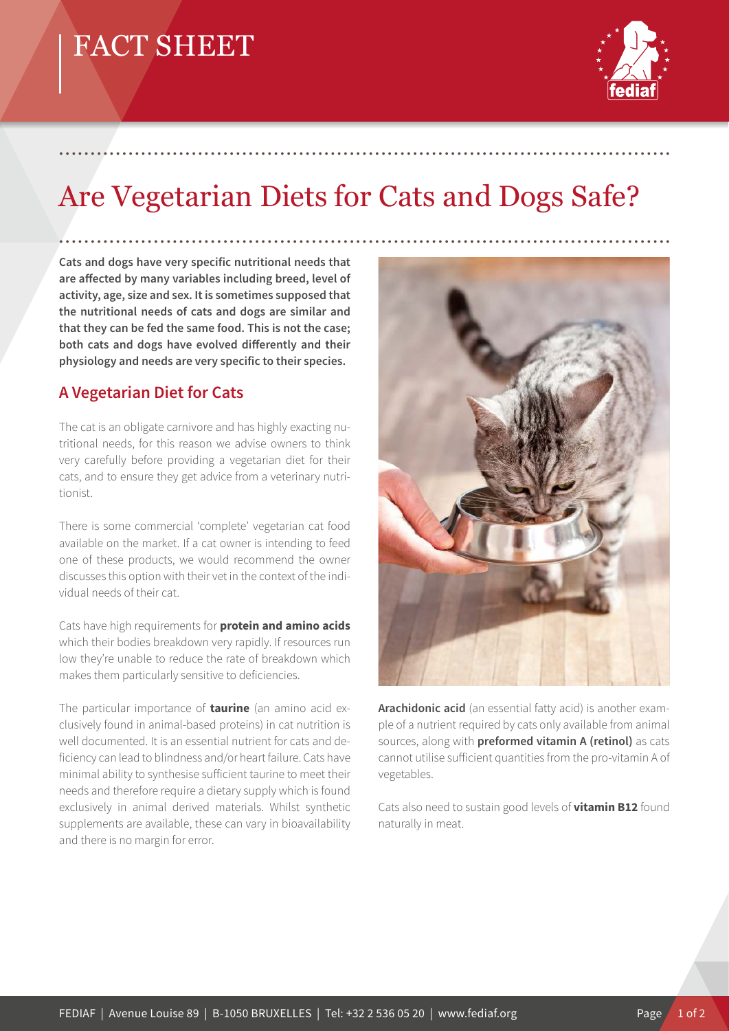# FACT SHEET

# Are Vegetarian Diets for Cats and Dogs Safe?

**Cats and dogs have very specific nutritional needs that are affected by many variables including breed, level of activity, age, size and sex. It is sometimes supposed that the nutritional needs of cats and dogs are similar and that they can be fed the same food. This is not the case; both cats and dogs have evolved differently and their physiology and needs are very specific to their species.**

## A Vegetarian Diet for Cats

The cat is an obligate carnivore and has highly exacting nutritional needs, for this reason we advise owners to think very carefully before providing a vegetarian diet for their cats, and to ensure they get advice from a veterinary nutritionist.

There is some commercial 'complete' vegetarian cat food available on the market. If a cat owner is intending to feed one of these products, we would recommend the owner discusses this option with their vet in the context of the individual needs of their cat.

Cats have high requirements for **protein and amino acids** which their bodies breakdown very rapidly. If resources run low they're unable to reduce the rate of breakdown which makes them particularly sensitive to deficiencies.

The particular importance of **taurine** (an amino acid exclusively found in animal-based proteins) in cat nutrition is well documented. It is an essential nutrient for cats and deficiency can lead to blindness and/or heart failure. Cats have minimal ability to synthesise sufficient taurine to meet their needs and therefore require a dietary supply which is found exclusively in animal derived materials. Whilst synthetic supplements are available, these can vary in bioavailability and there is no margin for error.

**Arachidonic acid** (an essential fatty acid) is another example of a nutrient required by cats only available from animal sources, along with **preformed vitamin A (retinol)** as cats cannot utilise sufficient quantities from the pro-vitamin A of vegetables.

Cats also need to sustain good levels of **vitamin B12** found naturally in meat.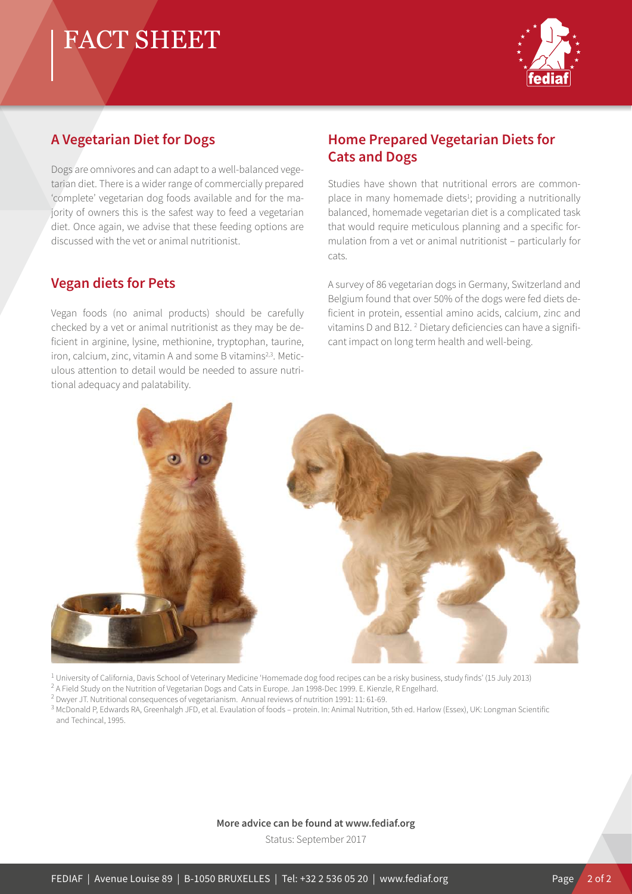# FACT SHEET

## A Vegetarian Diet for Dogs

Dogs are omnivores and can adapt to a well-balanced vegetarian diet. There is a wider range of commercially prepared 'complete' vegetarian dog foods available and for the majority of owners this is the safest way to feed a vegetarian diet. Once again, we advise that these feeding options are discussed with the vet or animal nutritionist.

## Vegan diets for Pets

Vegan foods (no animal products) should be carefully checked by a vet or animal nutritionist as they may be deficient in arginine, lysine, methionine, tryptophan, taurine, iron, calcium, zinc, vitamin A and some B vitamins[2,3]. Meticulous attention to detail would be needed to assure nutritional adequacy and palatability.

## Home Prepared Vegetarian Diets for Cats and Dogs

Studies have shown that nutritional errors are commonplace in many homemade diets[1]; providing a nutritionally balanced, homemade vegetarian diet is a complicated task that would require meticulous planning and a specific formulation from a vet or animal nutritionist – particularly for cats.

A survey of 86 vegetarian dogs in Germany, Switzerland and Belgium found that over 50% of the dogs were fed diets deficient in protein, essential amino acids, calcium, zinc and vitamins D and B12. [2] Dietary deficiencies can have a significant impact on long term health and well-being.

[1] University of California, Davis School of Veterinary Medicine 'Homemade dog food recipes can be a risky business, study finds' (15 July 2013)

[2] A Field Study on the Nutrition of Vegetarian Dogs and Cats in Europe. Jan 1998-Dec 1999. E. Kienzle, R Engelhard.

[2] Dwyer JT. Nutritional consequences of vegetarianism. Annual reviews of nutrition 1991: 11: 61-69.

[3] McDonald P, Edwards RA, Greenhalgh JFD, et al. Evaulation of foods – protein. In: Animal Nutrition, 5th ed. Harlow (Essex), UK: Longman Scientific and Techincal, 1995.

**More advice can be found at www.fediaf.org**

Status: September 2017

FEDIAF | Avenue Louise 89 | B-1050 BRUXELLES | Tel: +32 2 536 05 20 | www.fediaf.org